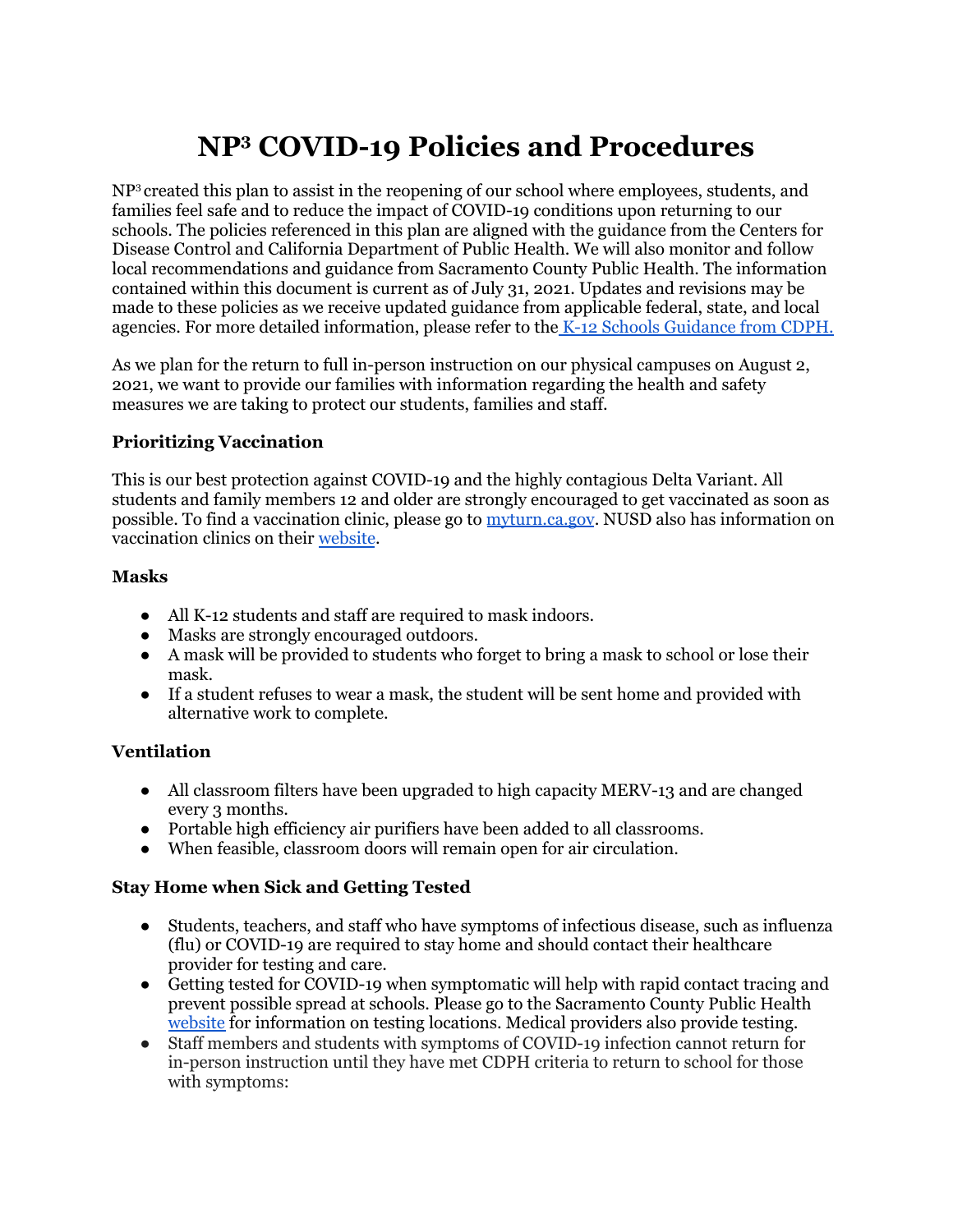# NP³ COVID-19 Policies and Procedures

NP³ created this plan to assist in the reopening of our school where employees, students, and families feel safe and to reduce the impact of COVID-19 conditions upon returning to our schools. The policies referenced in this plan are aligned with the guidance from the Centers for Disease Control and California Department of Public Health. We will also monitor and follow local recommendations and guidance from Sacramento County Public Health. The information contained within this document is current as of July 31, 2021. Updates and revisions may be made to these policies as we receive updated guidance from applicable federal, state, and local agencies. For more detailed information, please refer to the K-12 Schools Guidance from CDPH.

As we plan for the return to full in-person instruction on our physical campuses on August 2, 2021, we want to provide our families with information regarding the health and safety measures we are taking to protect our students, families and staff.

### Prioritizing Vaccination

This is our best protection against COVID-19 and the highly contagious Delta Variant. All students and family members 12 and older are strongly encouraged to get vaccinated as soon as possible. To find a vaccination clinic, please go to myturn.ca.gov. NUSD also has information on vaccination clinics on their website.

### Masks

- All K-12 students and staff are required to mask indoors.
- Masks are strongly encouraged outdoors.
- A mask will be provided to students who forget to bring a mask to school or lose their mask.
- If a student refuses to wear a mask, the student will be sent home and provided with alternative work to complete.

### Ventilation

- All classroom filters have been upgraded to high capacity MERV-13 and are changed every 3 months.
- Portable high efficiency air purifiers have been added to all classrooms.
- When feasible, classroom doors will remain open for air circulation.

### Stay Home when Sick and Getting Tested

- Students, teachers, and staff who have symptoms of infectious disease, such as influenza (flu) or COVID-19 are required to stay home and should contact their healthcare provider for testing and care.
- Getting tested for COVID-19 when symptomatic will help with rapid contact tracing and prevent possible spread at schools. Please go to the Sacramento County Public Health website for information on testing locations. Medical providers also provide testing.
- Staff members and students with symptoms of COVID-19 infection cannot return for in-person instruction until they have met CDPH criteria to return to school for those with symptoms: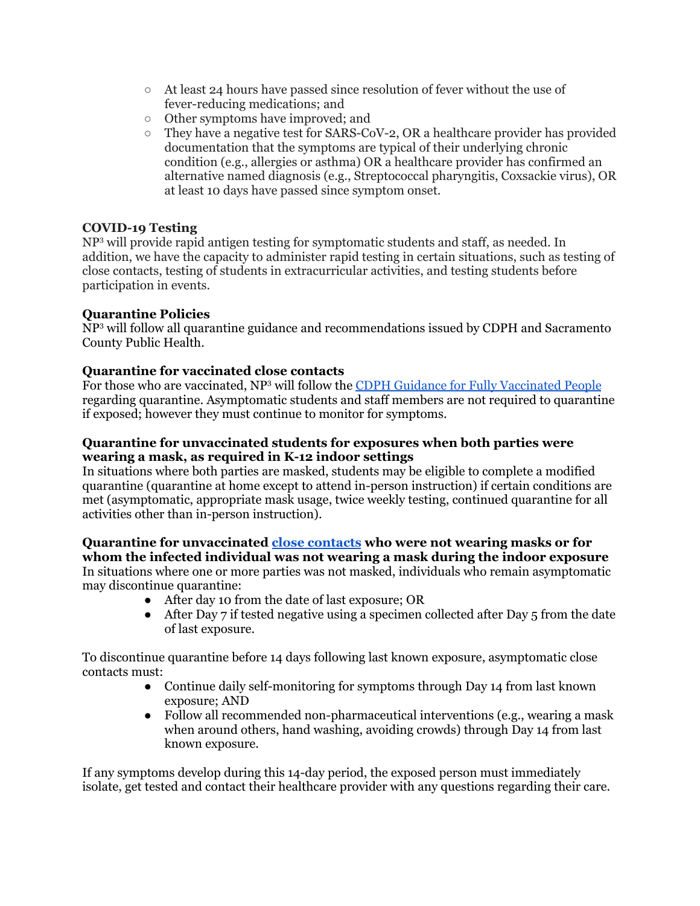- At least 24 hours have passed since resolution of fever without the use of fever-reducing medications; and
- Other symptoms have improved; and
- They have a negative test for SARS-CoV-2, OR a healthcare provider has provided documentation that the symptoms are typical of their underlying chronic condition (e.g., allergies or asthma) OR a healthcare provider has confirmed an alternative named diagnosis (e.g., Streptococcal pharyngitis, Coxsackie virus), OR at least 10 days have passed since symptom onset.

**COVID-19 Testing**

NP[3] will provide rapid antigen testing for symptomatic students and staff, as needed. In addition, we have the capacity to administer rapid testing in certain situations, such as testing of close contacts, testing of students in extracurricular activities, and testing students before participation in events.

**Quarantine Policies**

NP[3] will follow all quarantine guidance and recommendations issued by CDPH and Sacramento County Public Health.

**Quarantine for vaccinated close contacts**

For those who are vaccinated, NP[3] will follow the [CDPH Guidance for Fully Vaccinated People] regarding quarantine. Asymptomatic students and staff members are not required to quarantine if exposed; however they must continue to monitor for symptoms.

**Quarantine for unvaccinated students for exposures when both parties were wearing a mask, as required in K-12 indoor settings**

In situations where both parties are masked, students may be eligible to complete a modified quarantine (quarantine at home except to attend in-person instruction) if certain conditions are met (asymptomatic, appropriate mask usage, twice weekly testing, continued quarantine for all activities other than in-person instruction).

**Quarantine for unvaccinated close contacts who were not wearing masks or for whom the infected individual was not wearing a mask during the indoor exposure**

In situations where one or more parties was not masked, individuals who remain asymptomatic may discontinue quarantine:

- After day 10 from the date of last exposure; OR
- After Day 7 if tested negative using a specimen collected after Day 5 from the date of last exposure.

To discontinue quarantine before 14 days following last known exposure, asymptomatic close contacts must:

- Continue daily self-monitoring for symptoms through Day 14 from last known exposure; AND
- Follow all recommended non-pharmaceutical interventions (e.g., wearing a mask when around others, hand washing, avoiding crowds) through Day 14 from last known exposure.

If any symptoms develop during this 14-day period, the exposed person must immediately isolate, get tested and contact their healthcare provider with any questions regarding their care.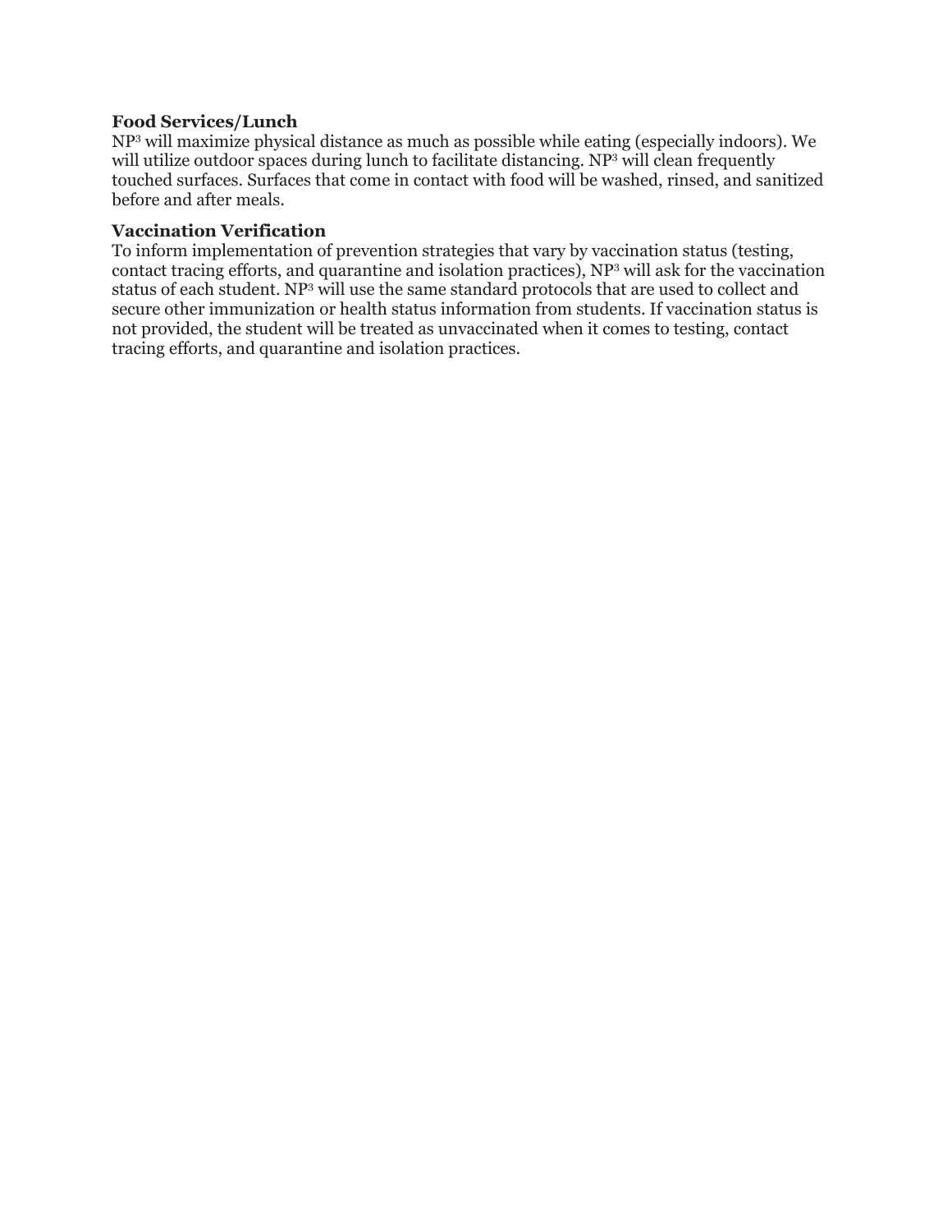**Food Services/Lunch**
NP³ will maximize physical distance as much as possible while eating (especially indoors). We will utilize outdoor spaces during lunch to facilitate distancing. NP³ will clean frequently touched surfaces. Surfaces that come in contact with food will be washed, rinsed, and sanitized before and after meals.

**Vaccination Verification**
To inform implementation of prevention strategies that vary by vaccination status (testing, contact tracing efforts, and quarantine and isolation practices), NP³ will ask for the vaccination status of each student. NP³ will use the same standard protocols that are used to collect and secure other immunization or health status information from students. If vaccination status is not provided, the student will be treated as unvaccinated when it comes to testing, contact tracing efforts, and quarantine and isolation practices.